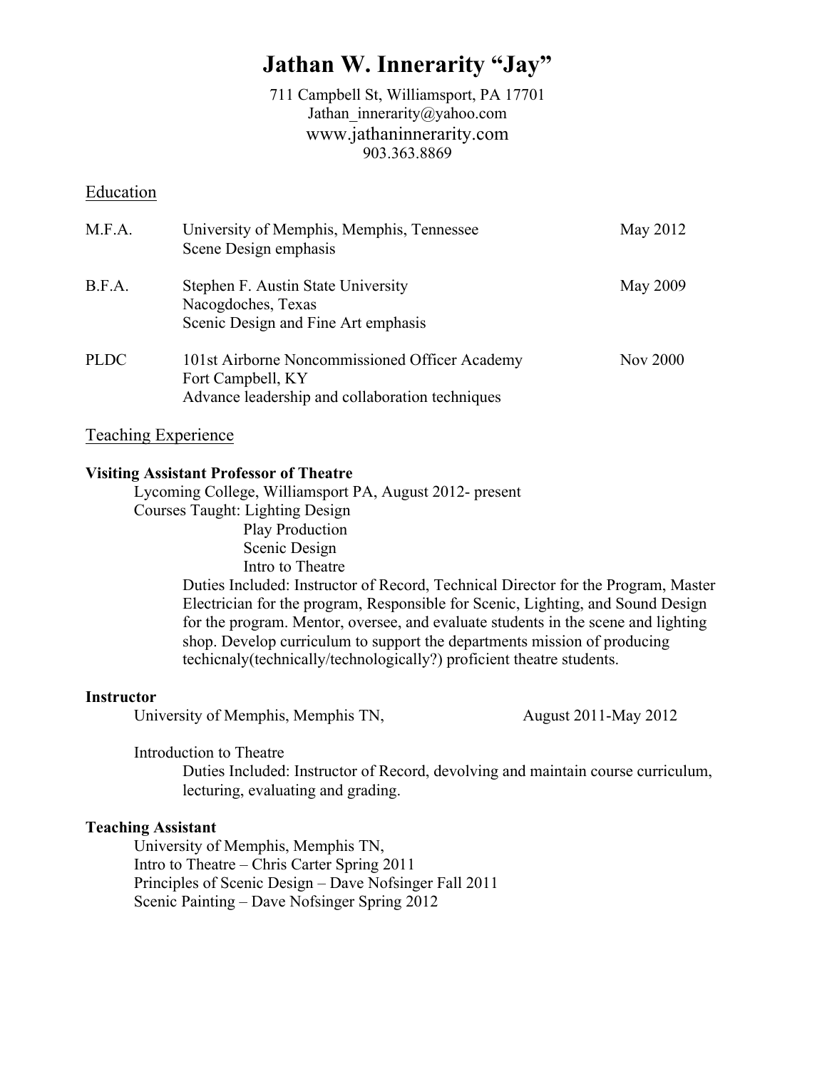# Jathan W. Innerarity "Jay"

711 Campbell St, Williamsport, PA 17701
Jathan_innerarity@yahoo.com
www.jathaninnerarity.com
903.363.8869

## Education

| | | |
|---|---|---|
| M.F.A. | University of Memphis, Memphis, Tennessee<br>Scene Design emphasis | May 2012 |
| B.F.A. | Stephen F. Austin State University<br>Nacogdoches, Texas<br>Scenic Design and Fine Art emphasis | May 2009 |
| PLDC | 101st Airborne Noncommissioned Officer Academy<br>Fort Campbell, KY<br>Advance leadership and collaboration techniques | Nov 2000 |

## Teaching Experience

**Visiting Assistant Professor of Theatre**

Lycoming College, Williamsport PA, August 2012- present

Courses Taught: Lighting Design
Play Production
Scenic Design
Intro to Theatre

Duties Included: Instructor of Record, Technical Director for the Program, Master Electrician for the program, Responsible for Scenic, Lighting, and Sound Design for the program. Mentor, oversee, and evaluate students in the scene and lighting shop. Develop curriculum to support the departments mission of producing techicnaly(technically/technologically?) proficient theatre students.

**Instructor**

University of Memphis, Memphis TN, August 2011-May 2012

Introduction to Theatre

Duties Included: Instructor of Record, devolving and maintain course curriculum, lecturing, evaluating and grading.

**Teaching Assistant**

University of Memphis, Memphis TN,
Intro to Theatre – Chris Carter Spring 2011
Principles of Scenic Design – Dave Nofsinger Fall 2011
Scenic Painting – Dave Nofsinger Spring 2012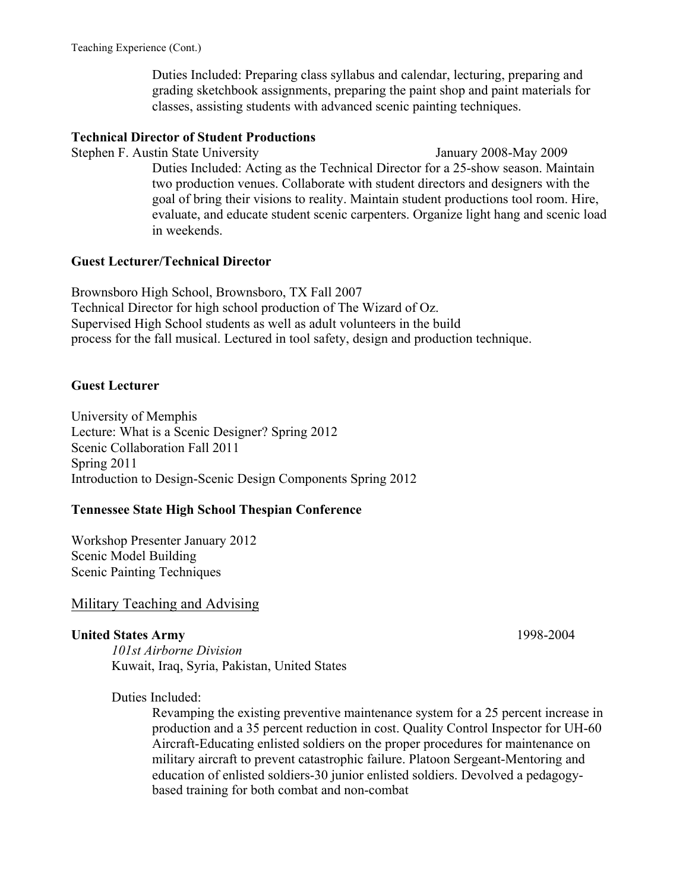Teaching Experience (Cont.)

Duties Included: Preparing class syllabus and calendar, lecturing, preparing and grading sketchbook assignments, preparing the paint shop and paint materials for classes, assisting students with advanced scenic painting techniques.

**Technical Director of Student Productions**
Stephen F. Austin State University January 2008-May 2009

Duties Included: Acting as the Technical Director for a 25-show season. Maintain two production venues. Collaborate with student directors and designers with the goal of bring their visions to reality. Maintain student productions tool room. Hire, evaluate, and educate student scenic carpenters. Organize light hang and scenic load in weekends.

**Guest Lecturer/Technical Director**

Brownsboro High School, Brownsboro, TX Fall 2007
Technical Director for high school production of The Wizard of Oz.
Supervised High School students as well as adult volunteers in the build process for the fall musical. Lectured in tool safety, design and production technique.

**Guest Lecturer**

University of Memphis
Lecture: What is a Scenic Designer? Spring 2012
Scenic Collaboration Fall 2011
Spring 2011
Introduction to Design-Scenic Design Components Spring 2012

**Tennessee State High School Thespian Conference**

Workshop Presenter January 2012
Scenic Model Building
Scenic Painting Techniques

## Military Teaching and Advising

**United States Army** 1998-2004
*101st Airborne Division*
Kuwait, Iraq, Syria, Pakistan, United States

Duties Included:

Revamping the existing preventive maintenance system for a 25 percent increase in production and a 35 percent reduction in cost. Quality Control Inspector for UH-60 Aircraft-Educating enlisted soldiers on the proper procedures for maintenance on military aircraft to prevent catastrophic failure. Platoon Sergeant-Mentoring and education of enlisted soldiers-30 junior enlisted soldiers. Devolved a pedagogy-based training for both combat and non-combat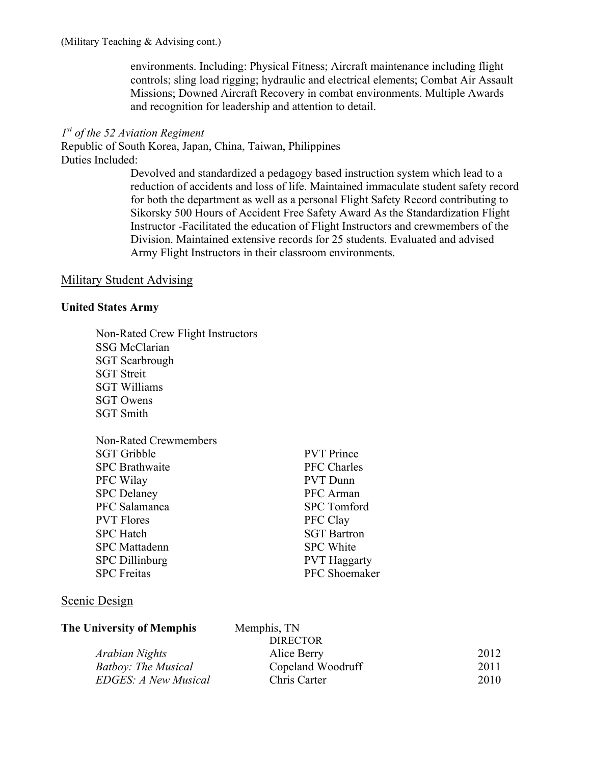(Military Teaching & Advising cont.)

environments. Including: Physical Fitness; Aircraft maintenance including flight controls; sling load rigging; hydraulic and electrical elements; Combat Air Assault Missions; Downed Aircraft Recovery in combat environments. Multiple Awards and recognition for leadership and attention to detail.

*1st of the 52 Aviation Regiment*
Republic of South Korea, Japan, China, Taiwan, Philippines
Duties Included:

Devolved and standardized a pedagogy based instruction system which lead to a reduction of accidents and loss of life. Maintained immaculate student safety record for both the department as well as a personal Flight Safety Record contributing to Sikorsky 500 Hours of Accident Free Safety Award As the Standardization Flight Instructor -Facilitated the education of Flight Instructors and crewmembers of the Division. Maintained extensive records for 25 students. Evaluated and advised Army Flight Instructors in their classroom environments.

## Military Student Advising

**United States Army**

Non-Rated Crew Flight Instructors
SSG McClarian
SGT Scarbrough
SGT Streit
SGT Williams
SGT Owens
SGT Smith

Non-Rated Crewmembers

| | |
|---|---|
| SGT Gribble | PVT Prince |
| SPC Brathwaite | PFC Charles |
| PFC Wilay | PVT Dunn |
| SPC Delaney | PFC Arman |
| PFC Salamanca | SPC Tomford |
| PVT Flores | PFC Clay |
| SPC Hatch | SGT Bartron |
| SPC Mattadenn | SPC White |
| SPC Dillinburg | PVT Haggarty |
| SPC Freitas | PFC Shoemaker |

## Scenic Design

**The University of Memphis** Memphis, TN

| | DIRECTOR | |
|---|---|---|
| *Arabian Nights* | Alice Berry | 2012 |
| *Batboy: The Musical* | Copeland Woodruff | 2011 |
| *EDGES: A New Musical* | Chris Carter | 2010 |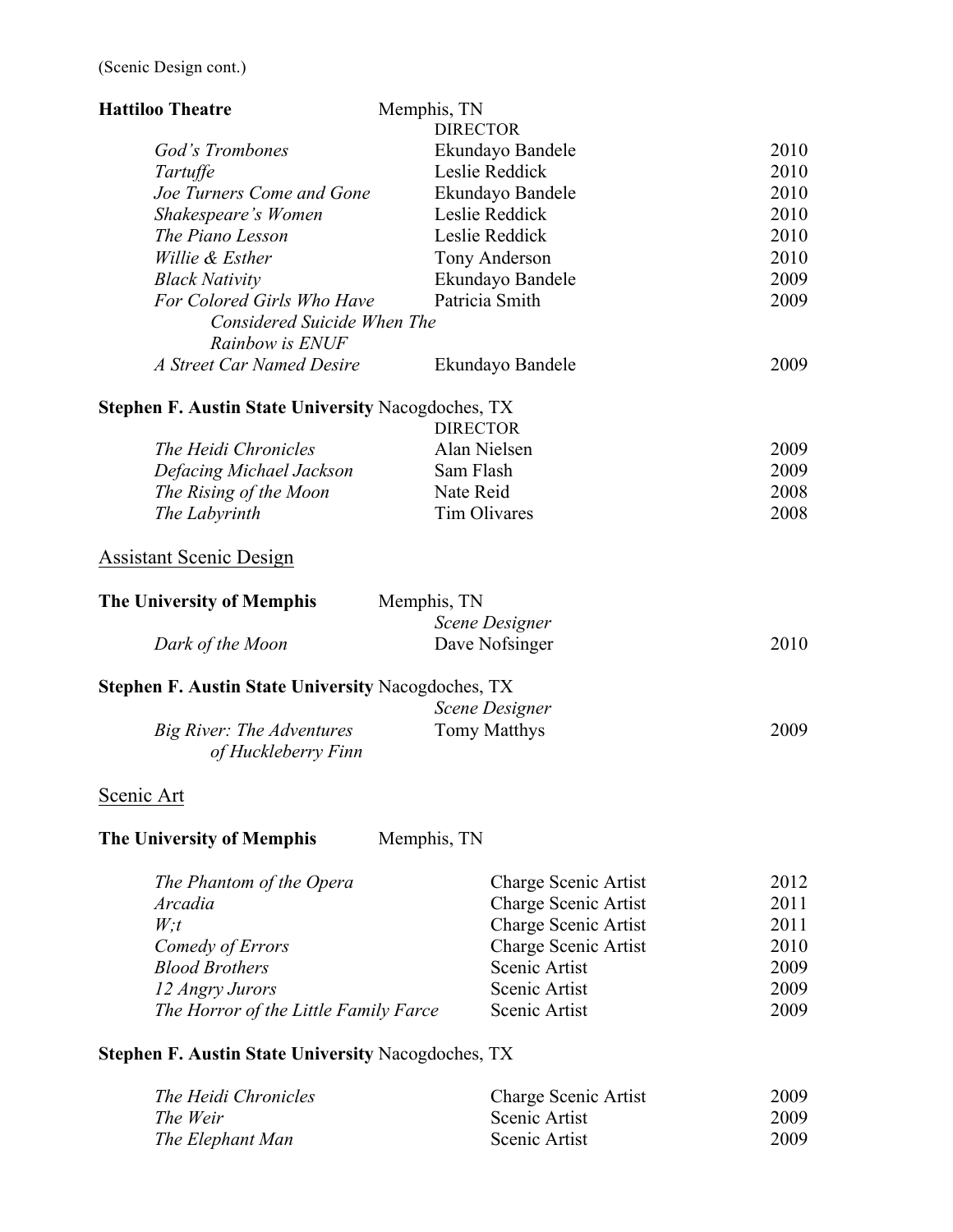(Scenic Design cont.)

**Hattiloo Theatre** Memphis, TN

| | DIRECTOR | |
|---|---|---|
| *God's Trombones* | Ekundayo Bandele | 2010 |
| *Tartuffe* | Leslie Reddick | 2010 |
| *Joe Turners Come and Gone* | Ekundayo Bandele | 2010 |
| *Shakespeare's Women* | Leslie Reddick | 2010 |
| *The Piano Lesson* | Leslie Reddick | 2010 |
| *Willie & Esther* | Tony Anderson | 2010 |
| *Black Nativity* | Ekundayo Bandele | 2009 |
| *For Colored Girls Who Have Considered Suicide When The Rainbow is ENUF* | Patricia Smith | 2009 |
| *A Street Car Named Desire* | Ekundayo Bandele | 2009 |

**Stephen F. Austin State University** Nacogdoches, TX

| | DIRECTOR | |
|---|---|---|
| *The Heidi Chronicles* | Alan Nielsen | 2009 |
| *Defacing Michael Jackson* | Sam Flash | 2009 |
| *The Rising of the Moon* | Nate Reid | 2008 |
| *The Labyrinth* | Tim Olivares | 2008 |

## Assistant Scenic Design

**The University of Memphis** Memphis, TN

| | *Scene Designer* | |
|---|---|---|
| *Dark of the Moon* | Dave Nofsinger | 2010 |

**Stephen F. Austin State University** Nacogdoches, TX

| | *Scene Designer* | |
|---|---|---|
| *Big River: The Adventures of Huckleberry Finn* | Tomy Matthys | 2009 |

## Scenic Art

**The University of Memphis** Memphis, TN

| | | |
|---|---|---|
| *The Phantom of the Opera* | Charge Scenic Artist | 2012 |
| *Arcadia* | Charge Scenic Artist | 2011 |
| *W;t* | Charge Scenic Artist | 2011 |
| *Comedy of Errors* | Charge Scenic Artist | 2010 |
| *Blood Brothers* | Scenic Artist | 2009 |
| *12 Angry Jurors* | Scenic Artist | 2009 |
| *The Horror of the Little Family Farce* | Scenic Artist | 2009 |

**Stephen F. Austin State University** Nacogdoches, TX

| | | |
|---|---|---|
| *The Heidi Chronicles* | Charge Scenic Artist | 2009 |
| *The Weir* | Scenic Artist | 2009 |
| *The Elephant Man* | Scenic Artist | 2009 |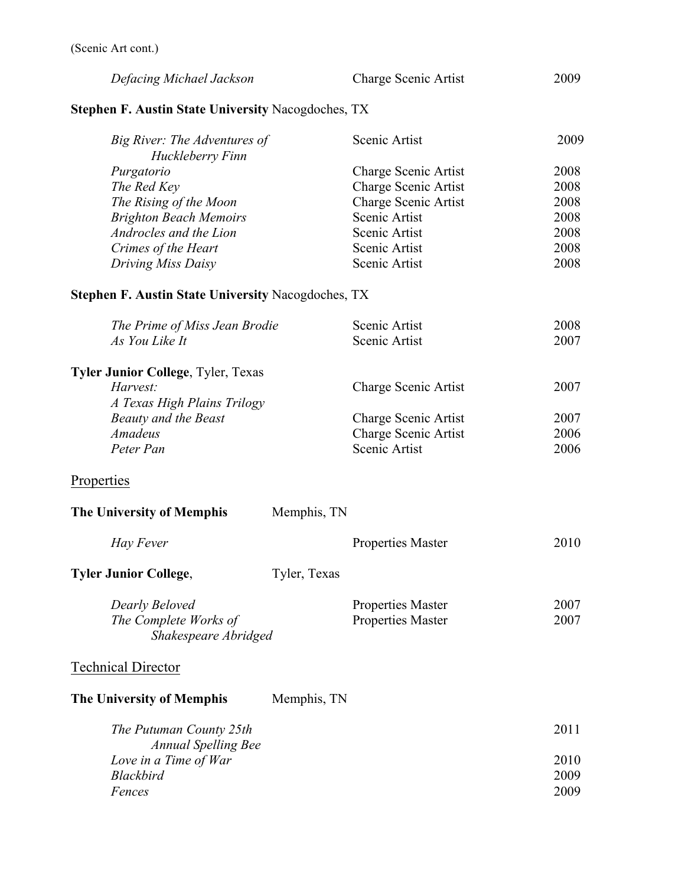(Scenic Art cont.)

| | | |
|---|---|---|
| *Defacing Michael Jackson* | Charge Scenic Artist | 2009 |

**Stephen F. Austin State University** Nacogdoches, TX

| | | |
|---|---|---|
| *Big River: The Adventures of Huckleberry Finn* | Scenic Artist | 2009 |
| *Purgatorio* | Charge Scenic Artist | 2008 |
| *The Red Key* | Charge Scenic Artist | 2008 |
| *The Rising of the Moon* | Charge Scenic Artist | 2008 |
| *Brighton Beach Memoirs* | Scenic Artist | 2008 |
| *Androcles and the Lion* | Scenic Artist | 2008 |
| *Crimes of the Heart* | Scenic Artist | 2008 |
| *Driving Miss Daisy* | Scenic Artist | 2008 |

**Stephen F. Austin State University** Nacogdoches, TX

| | | |
|---|---|---|
| *The Prime of Miss Jean Brodie* | Scenic Artist | 2008 |
| *As You Like It* | Scenic Artist | 2007 |

**Tyler Junior College**, Tyler, Texas

| | | |
|---|---|---|
| *Harvest: A Texas High Plains Trilogy* | Charge Scenic Artist | 2007 |
| *Beauty and the Beast* | Charge Scenic Artist | 2007 |
| *Amadeus* | Charge Scenic Artist | 2006 |
| *Peter Pan* | Scenic Artist | 2006 |

## Properties

**The University of Memphis** Memphis, TN

| | | |
|---|---|---|
| *Hay Fever* | Properties Master | 2010 |

**Tyler Junior College**, Tyler, Texas

| | | |
|---|---|---|
| *Dearly Beloved* | Properties Master | 2007 |
| *The Complete Works of Shakespeare Abridged* | Properties Master | 2007 |

## Technical Director

**The University of Memphis** Memphis, TN

| | |
|---|---|
| *The Putuman County 25th Annual Spelling Bee* | 2011 |
| *Love in a Time of War* | 2010 |
| *Blackbird* | 2009 |
| *Fences* | 2009 |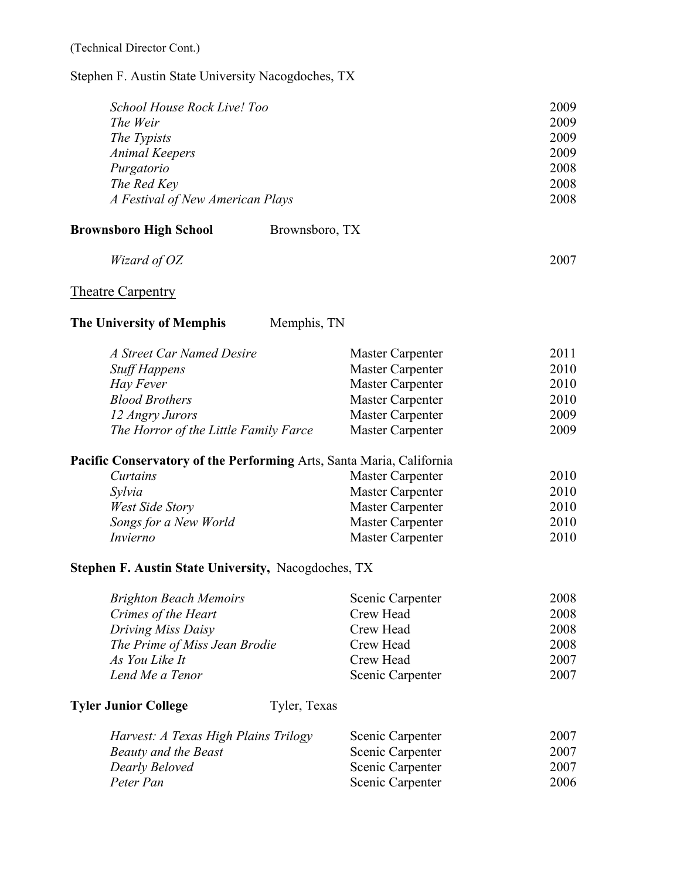(Technical Director Cont.)

Stephen F. Austin State University Nacogdoches, TX

| | |
|---|---|
| *School House Rock Live! Too* | 2009 |
| *The Weir* | 2009 |
| *The Typists* | 2009 |
| *Animal Keepers* | 2009 |
| *Purgatorio* | 2008 |
| *The Red Key* | 2008 |
| *A Festival of New American Plays* | 2008 |

**Brownsboro High School** Brownsboro, TX

| | |
|---|---|
| *Wizard of OZ* | 2007 |

## Theatre Carpentry

**The University of Memphis** Memphis, TN

| | | |
|---|---|---|
| *A Street Car Named Desire* | Master Carpenter | 2011 |
| *Stuff Happens* | Master Carpenter | 2010 |
| *Hay Fever* | Master Carpenter | 2010 |
| *Blood Brothers* | Master Carpenter | 2010 |
| *12 Angry Jurors* | Master Carpenter | 2009 |
| *The Horror of the Little Family Farce* | Master Carpenter | 2009 |

**Pacific Conservatory of the Performing** Arts, Santa Maria, California

| | | |
|---|---|---|
| *Curtains* | Master Carpenter | 2010 |
| *Sylvia* | Master Carpenter | 2010 |
| *West Side Story* | Master Carpenter | 2010 |
| *Songs for a New World* | Master Carpenter | 2010 |
| *Invierno* | Master Carpenter | 2010 |

**Stephen F. Austin State University,** Nacogdoches, TX

| | | |
|---|---|---|
| *Brighton Beach Memoirs* | Scenic Carpenter | 2008 |
| *Crimes of the Heart* | Crew Head | 2008 |
| *Driving Miss Daisy* | Crew Head | 2008 |
| *The Prime of Miss Jean Brodie* | Crew Head | 2008 |
| *As You Like It* | Crew Head | 2007 |
| *Lend Me a Tenor* | Scenic Carpenter | 2007 |

**Tyler Junior College** Tyler, Texas

| | | |
|---|---|---|
| *Harvest: A Texas High Plains Trilogy* | Scenic Carpenter | 2007 |
| *Beauty and the Beast* | Scenic Carpenter | 2007 |
| *Dearly Beloved* | Scenic Carpenter | 2007 |
| *Peter Pan* | Scenic Carpenter | 2006 |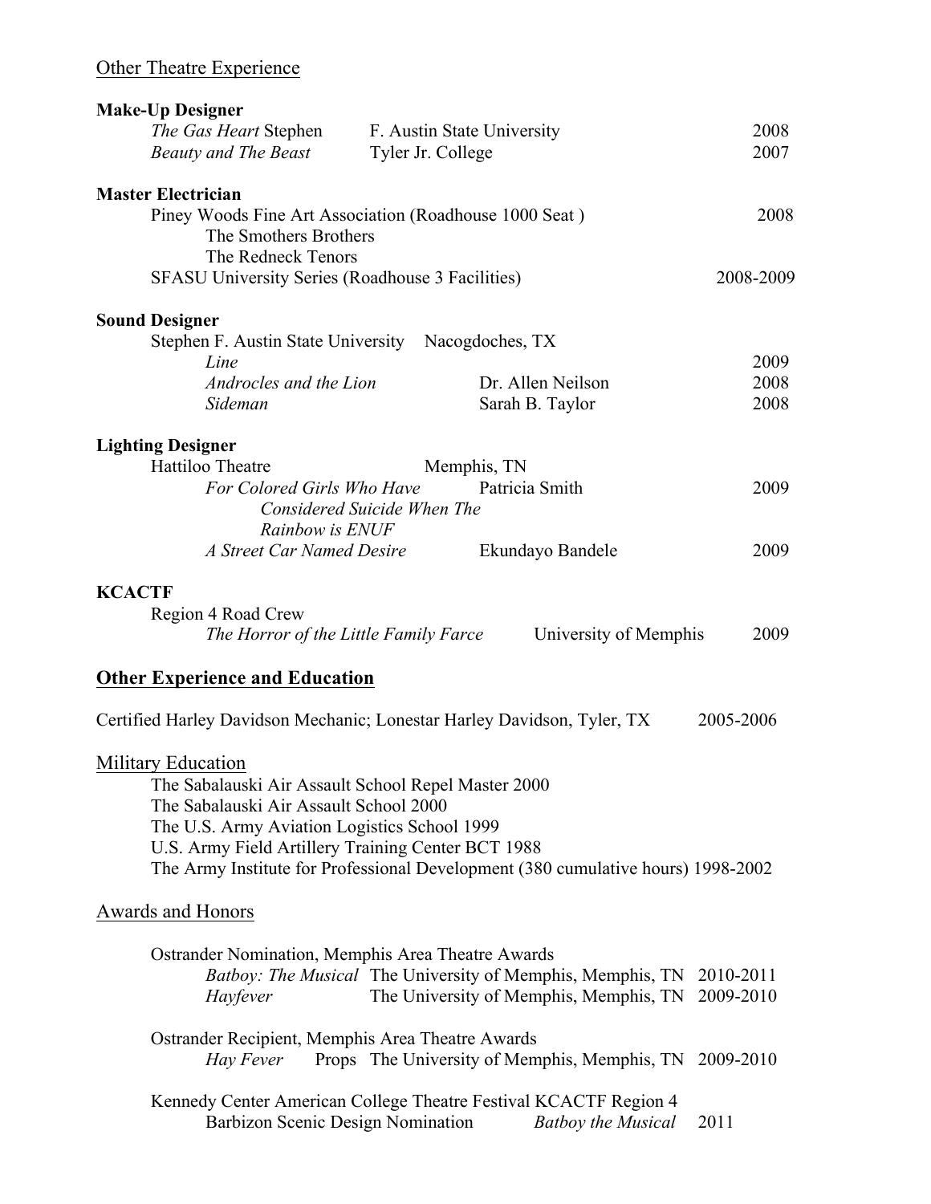Other Theatre Experience

**Make-Up Designer**

*The Gas Heart* Stephen F. Austin State University 2008
*Beauty and The Beast* Tyler Jr. College 2007

**Master Electrician**

Piney Woods Fine Art Association (Roadhouse 1000 Seat ) 2008
The Smothers Brothers
The Redneck Tenors
SFASU University Series (Roadhouse 3 Facilities) 2008-2009

**Sound Designer**

Stephen F. Austin State University Nacogdoches, TX

*Line* 2009
*Androcles and the Lion* Dr. Allen Neilson 2008
*Sideman* Sarah B. Taylor 2008

**Lighting Designer**

Hattiloo Theatre Memphis, TN

*For Colored Girls Who Have Considered Suicide When The Rainbow is ENUF* Patricia Smith 2009
*A Street Car Named Desire* Ekundayo Bandele 2009

**KCACTF**

Region 4 Road Crew
*The Horror of the Little Family Farce* University of Memphis 2009

## Other Experience and Education

Certified Harley Davidson Mechanic; Lonestar Harley Davidson, Tyler, TX 2005-2006

Military Education

The Sabalauski Air Assault School Repel Master 2000
The Sabalauski Air Assault School 2000
The U.S. Army Aviation Logistics School 1999
U.S. Army Field Artillery Training Center BCT 1988
The Army Institute for Professional Development (380 cumulative hours) 1998-2002

Awards and Honors

Ostrander Nomination, Memphis Area Theatre Awards

*Batboy: The Musical* The University of Memphis, Memphis, TN 2010-2011
*Hayfever* The University of Memphis, Memphis, TN 2009-2010

Ostrander Recipient, Memphis Area Theatre Awards

*Hay Fever* Props The University of Memphis, Memphis, TN 2009-2010

Kennedy Center American College Theatre Festival KCACTF Region 4

Barbizon Scenic Design Nomination *Batboy the Musical* 2011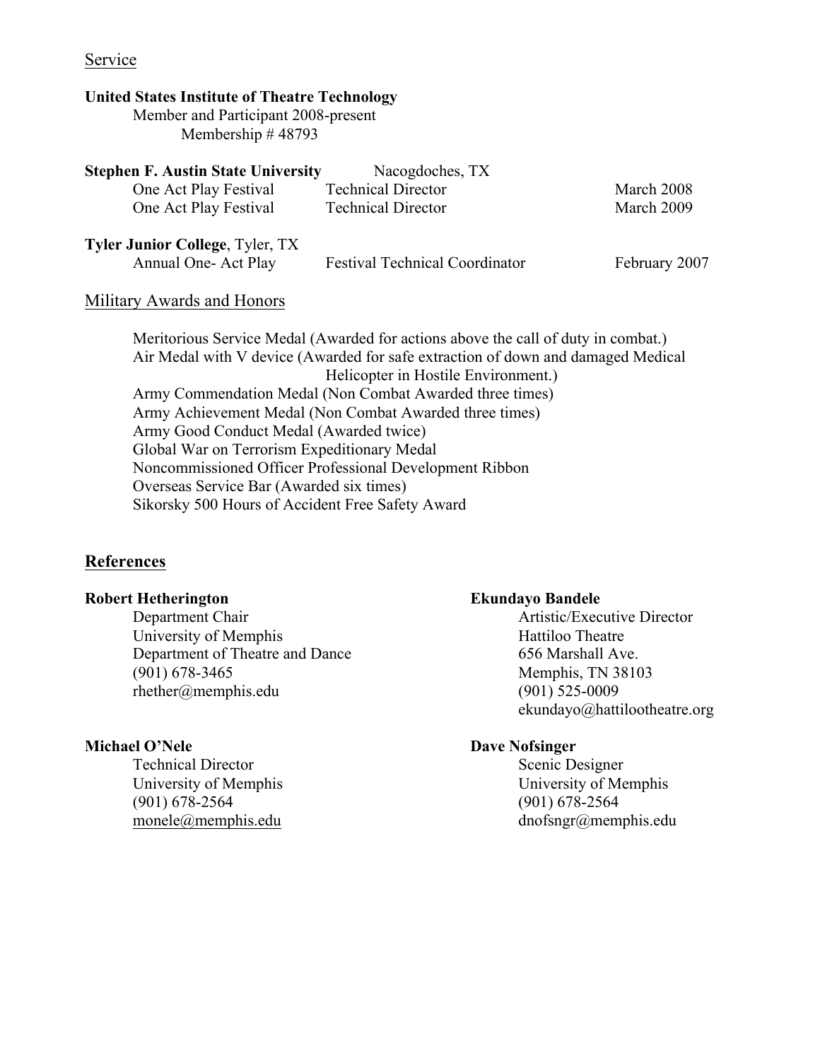## Service

**United States Institute of Theatre Technology**
Member and Participant 2008-present
Membership # 48793

**Stephen F. Austin State University** Nacogdoches, TX

| | | |
|---|---|---|
| One Act Play Festival | Technical Director | March 2008 |
| One Act Play Festival | Technical Director | March 2009 |

**Tyler Junior College**, Tyler, TX

| | | |
|---|---|---|
| Annual One- Act Play | Festival Technical Coordinator | February 2007 |

## Military Awards and Honors

Meritorious Service Medal (Awarded for actions above the call of duty in combat.)
Air Medal with V device (Awarded for safe extraction of down and damaged Medical Helicopter in Hostile Environment.)
Army Commendation Medal (Non Combat Awarded three times)
Army Achievement Medal (Non Combat Awarded three times)
Army Good Conduct Medal (Awarded twice)
Global War on Terrorism Expeditionary Medal
Noncommissioned Officer Professional Development Ribbon
Overseas Service Bar (Awarded six times)
Sikorsky 500 Hours of Accident Free Safety Award

## References

**Robert Hetherington**
Department Chair
University of Memphis
Department of Theatre and Dance
(901) 678-3465
rhether@memphis.edu

**Michael O'Nele**
Technical Director
University of Memphis
(901) 678-2564
monele@memphis.edu

**Ekundayo Bandele**
Artistic/Executive Director
Hattiloo Theatre
656 Marshall Ave.
Memphis, TN 38103
(901) 525-0009
ekundayo@hattilootheatre.org

**Dave Nofsinger**
Scenic Designer
University of Memphis
(901) 678-2564
dnofsngr@memphis.edu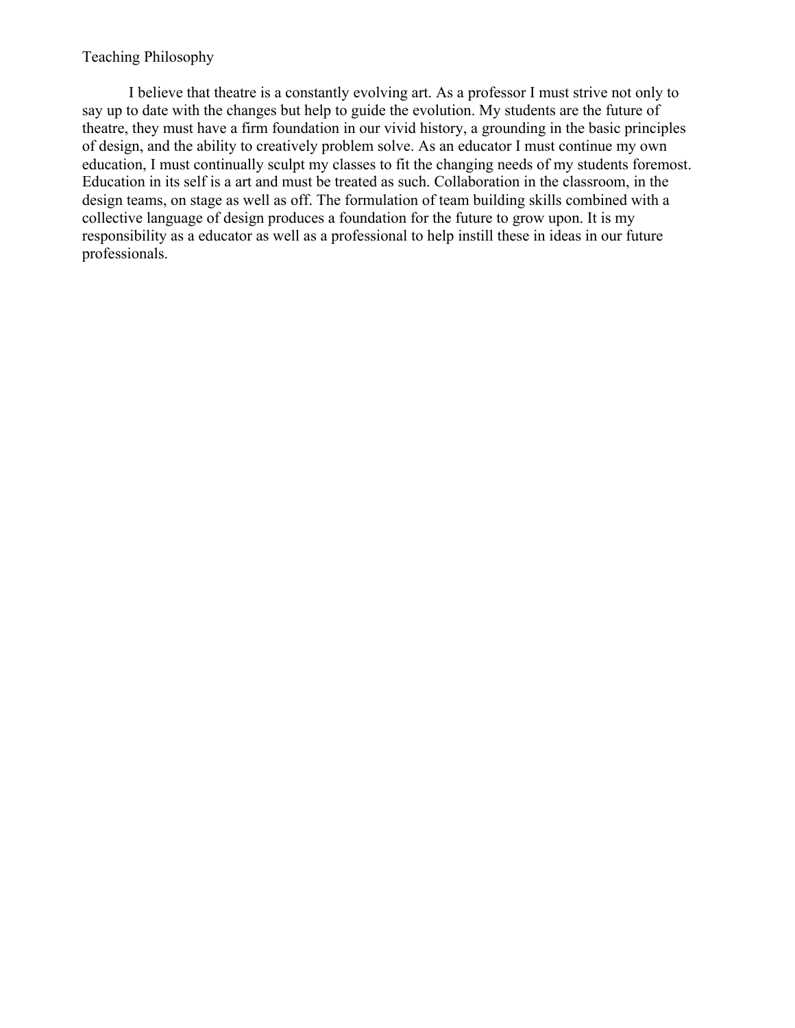Teaching Philosophy

I believe that theatre is a constantly evolving art. As a professor I must strive not only to say up to date with the changes but help to guide the evolution. My students are the future of theatre, they must have a firm foundation in our vivid history, a grounding in the basic principles of design, and the ability to creatively problem solve. As an educator I must continue my own education, I must continually sculpt my classes to fit the changing needs of my students foremost. Education in its self is a art and must be treated as such. Collaboration in the classroom, in the design teams, on stage as well as off. The formulation of team building skills combined with a collective language of design produces a foundation for the future to grow upon. It is my responsibility as a educator as well as a professional to help instill these in ideas in our future professionals.